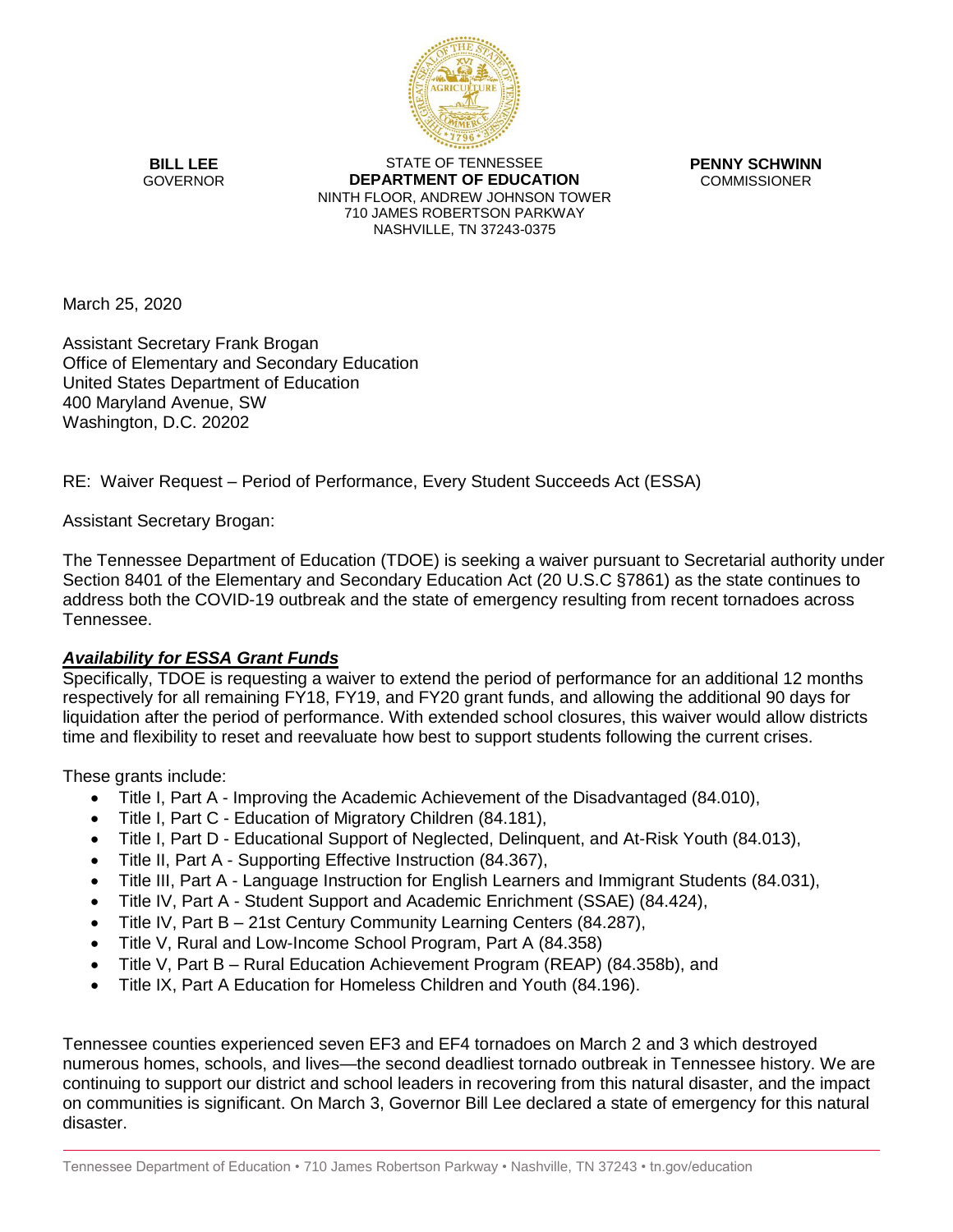**BILL LEE**
GOVERNOR

STATE OF TENNESSEE
**DEPARTMENT OF EDUCATION**
NINTH FLOOR, ANDREW JOHNSON TOWER
710 JAMES ROBERTSON PARKWAY
NASHVILLE, TN 37243-0375

**PENNY SCHWINN**
COMMISSIONER

March 25, 2020

Assistant Secretary Frank Brogan
Office of Elementary and Secondary Education
United States Department of Education
400 Maryland Avenue, SW
Washington, D.C. 20202

RE: Waiver Request – Period of Performance, Every Student Succeeds Act (ESSA)

Assistant Secretary Brogan:

The Tennessee Department of Education (TDOE) is seeking a waiver pursuant to Secretarial authority under Section 8401 of the Elementary and Secondary Education Act (20 U.S.C §7861) as the state continues to address both the COVID-19 outbreak and the state of emergency resulting from recent tornadoes across Tennessee.

***Availability for ESSA Grant Funds***

Specifically, TDOE is requesting a waiver to extend the period of performance for an additional 12 months respectively for all remaining FY18, FY19, and FY20 grant funds, and allowing the additional 90 days for liquidation after the period of performance. With extended school closures, this waiver would allow districts time and flexibility to reset and reevaluate how best to support students following the current crises.

These grants include:

- Title I, Part A - Improving the Academic Achievement of the Disadvantaged (84.010),
- Title I, Part C - Education of Migratory Children (84.181),
- Title I, Part D - Educational Support of Neglected, Delinquent, and At-Risk Youth (84.013),
- Title II, Part A - Supporting Effective Instruction (84.367),
- Title III, Part A - Language Instruction for English Learners and Immigrant Students (84.031),
- Title IV, Part A - Student Support and Academic Enrichment (SSAE) (84.424),
- Title IV, Part B – 21st Century Community Learning Centers (84.287),
- Title V, Rural and Low-Income School Program, Part A (84.358)
- Title V, Part B – Rural Education Achievement Program (REAP) (84.358b), and
- Title IX, Part A Education for Homeless Children and Youth (84.196).

Tennessee counties experienced seven EF3 and EF4 tornadoes on March 2 and 3 which destroyed numerous homes, schools, and lives—the second deadliest tornado outbreak in Tennessee history. We are continuing to support our district and school leaders in recovering from this natural disaster, and the impact on communities is significant. On March 3, Governor Bill Lee declared a state of emergency for this natural disaster.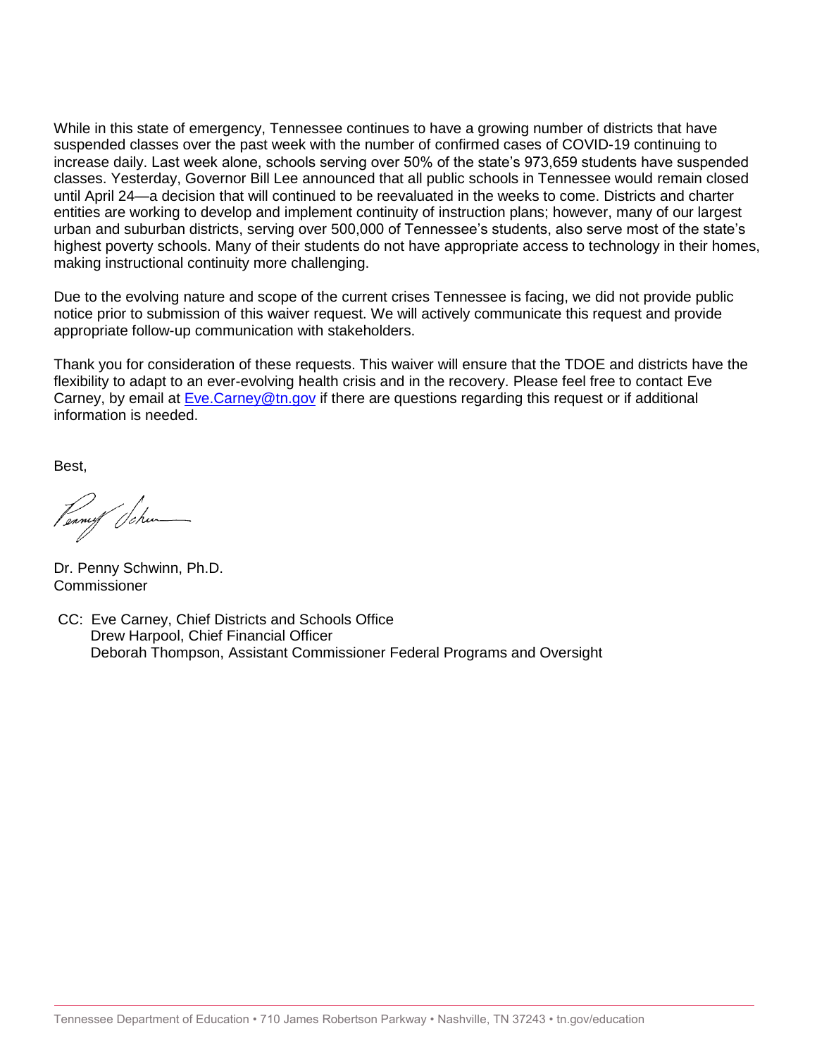While in this state of emergency, Tennessee continues to have a growing number of districts that have suspended classes over the past week with the number of confirmed cases of COVID-19 continuing to increase daily. Last week alone, schools serving over 50% of the state's 973,659 students have suspended classes. Yesterday, Governor Bill Lee announced that all public schools in Tennessee would remain closed until April 24—a decision that will continued to be reevaluated in the weeks to come. Districts and charter entities are working to develop and implement continuity of instruction plans; however, many of our largest urban and suburban districts, serving over 500,000 of Tennessee's students, also serve most of the state's highest poverty schools. Many of their students do not have appropriate access to technology in their homes, making instructional continuity more challenging.

Due to the evolving nature and scope of the current crises Tennessee is facing, we did not provide public notice prior to submission of this waiver request. We will actively communicate this request and provide appropriate follow-up communication with stakeholders.

Thank you for consideration of these requests. This waiver will ensure that the TDOE and districts have the flexibility to adapt to an ever-evolving health crisis and in the recovery. Please feel free to contact Eve Carney, by email at Eve.Carney@tn.gov if there are questions regarding this request or if additional information is needed.

Best,

Dr. Penny Schwinn, Ph.D.
Commissioner

CC: Eve Carney, Chief Districts and Schools Office
Drew Harpool, Chief Financial Officer
Deborah Thompson, Assistant Commissioner Federal Programs and Oversight

Tennessee Department of Education • 710 James Robertson Parkway • Nashville, TN 37243 • tn.gov/education